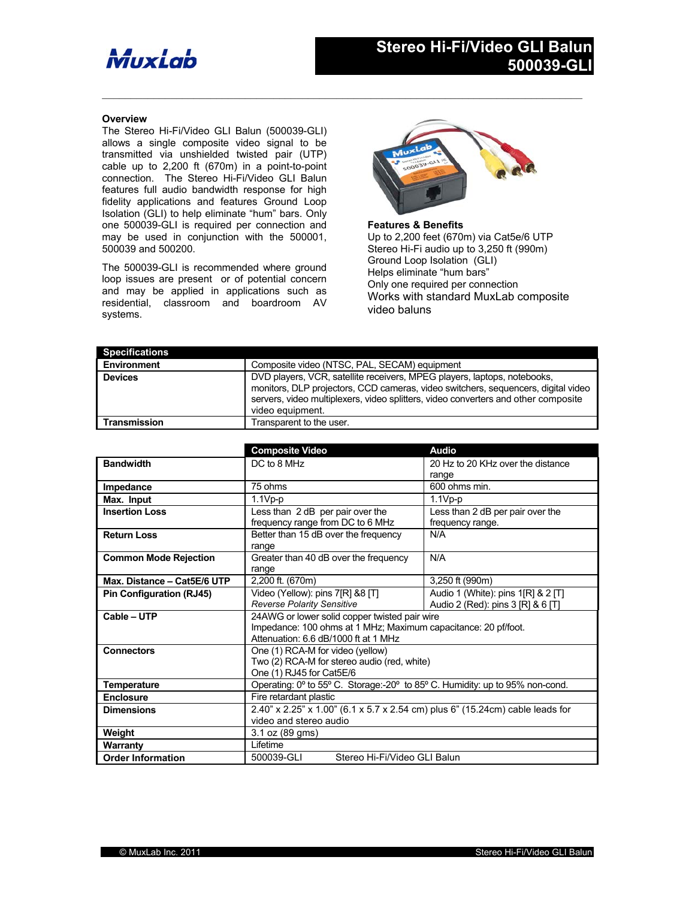MuxLab

# Stereo Hi-Fi/Video GLI Balun 500039-GLI

**Overview**

The Stereo Hi-Fi/Video GLI Balun (500039-GLI) allows a single composite video signal to be transmitted via unshielded twisted pair (UTP) cable up to 2,200 ft (670m) in a point-to-point connection. The Stereo Hi-Fi/Video GLI Balun features full audio bandwidth response for high fidelity applications and features Ground Loop Isolation (GLI) to help eliminate "hum" bars. Only one 500039-GLI is required per connection and may be used in conjunction with the 500001, 500039 and 500200.

The 500039-GLI is recommended where ground loop issues are present or of potential concern and may be applied in applications such as residential, classroom and boardroom AV systems.

**Features & Benefits**

Up to 2,200 feet (670m) via Cat5e/6 UTP
Stereo Hi-Fi audio up to 3,250 ft (990m)
Ground Loop Isolation (GLI)
Helps eliminate "hum bars"
Only one required per connection
Works with standard MuxLab composite video baluns

| **Specifications** | |
|---|---|
| **Environment** | Composite video (NTSC, PAL, SECAM) equipment |
| **Devices** | DVD players, VCR, satellite receivers, MPEG players, laptops, notebooks, monitors, DLP projectors, CCD cameras, video switchers, sequencers, digital video servers, video multiplexers, video splitters, video converters and other composite video equipment. |
| **Transmission** | Transparent to the user. |

| | **Composite Video** | **Audio** |
|---|---|---|
| **Bandwidth** | DC to 8 MHz | 20 Hz to 20 KHz over the distance range |
| **Impedance** | 75 ohms | 600 ohms min. |
| **Max. Input** | 1.1Vp-p | 1.1Vp-p |
| **Insertion Loss** | Less than 2 dB per pair over the frequency range from DC to 6 MHz | Less than 2 dB per pair over the frequency range. |
| **Return Loss** | Better than 15 dB over the frequency range | N/A |
| **Common Mode Rejection** | Greater than 40 dB over the frequency range | N/A |
| **Max. Distance – Cat5E/6 UTP** | 2,200 ft. (670m) | 3,250 ft (990m) |
| **Pin Configuration (RJ45)** | Video (Yellow): pins 7[R] &8 [T] *Reverse Polarity Sensitive* | Audio 1 (White): pins 1[R] & 2 [T] Audio 2 (Red): pins 3 [R] & 6 [T] |
| **Cable – UTP** | 24AWG or lower solid copper twisted pair wire Impedance: 100 ohms at 1 MHz; Maximum capacitance: 20 pf/foot. Attenuation: 6.6 dB/1000 ft at 1 MHz | |
| **Connectors** | One (1) RCA-M for video (yellow) Two (2) RCA-M for stereo audio (red, white) One (1) RJ45 for Cat5E/6 | |
| **Temperature** | Operating: 0º to 55º C. Storage:-20º to 85º C. Humidity: up to 95% non-cond. | |
| **Enclosure** | Fire retardant plastic | |
| **Dimensions** | 2.40" x 2.25" x 1.00" (6.1 x 5.7 x 2.54 cm) plus 6" (15.24cm) cable leads for video and stereo audio | |
| **Weight** | 3.1 oz (89 gms) | |
| **Warranty** | Lifetime | |
| **Order Information** | 500039-GLI Stereo Hi-Fi/Video GLI Balun | |

© MuxLab Inc. 2011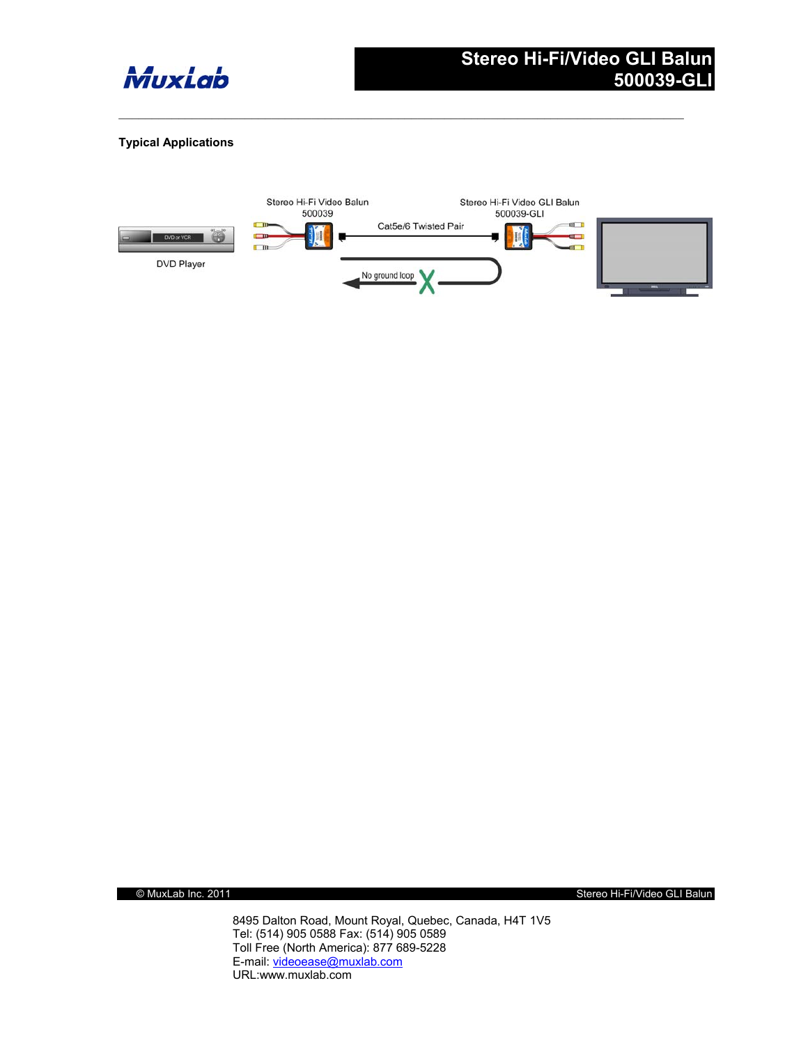## Typical Applications

Stereo Hi-Fi Video Balun
500039

Stereo Hi-Fi Video GLI Balun
500039-GLI

Cat5e/6 Twisted Pair

DVD or VCR

DVD Player

No ground loop

8495 Dalton Road, Mount Royal, Quebec, Canada, H4T 1V5
Tel: (514) 905 0588 Fax: (514) 905 0589
Toll Free (North America): 877 689-5228
E-mail: videoease@muxlab.com
URL:www.muxlab.com